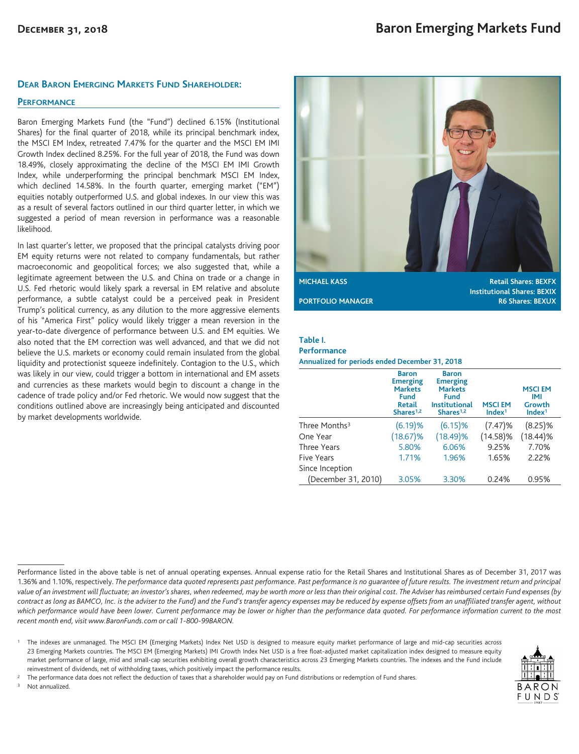# Baron Emerging Markets Fund

December 31, 2018

## Dear Baron Emerging Markets Fund Shareholder:

### Performance

Baron Emerging Markets Fund (the "Fund") declined 6.15% (Institutional Shares) for the final quarter of 2018, while its principal benchmark index, the MSCI EM Index, retreated 7.47% for the quarter and the MSCI EM IMI Growth Index declined 8.25%. For the full year of 2018, the Fund was down 18.49%, closely approximating the decline of the MSCI EM IMI Growth Index, while underperforming the principal benchmark MSCI EM Index, which declined 14.58%. In the fourth quarter, emerging market ("EM") equities notably outperformed U.S. and global indexes. In our view this was as a result of several factors outlined in our third quarter letter, in which we suggested a period of mean reversion in performance was a reasonable likelihood.

In last quarter's letter, we proposed that the principal catalysts driving poor EM equity returns were not related to company fundamentals, but rather macroeconomic and geopolitical forces; we also suggested that, while a legitimate agreement between the U.S. and China on trade or a change in U.S. Fed rhetoric would likely spark a reversal in EM relative and absolute performance, a subtle catalyst could be a perceived peak in President Trump's political currency, as any dilution to the more aggressive elements of his "America First" policy would likely trigger a mean reversion in the year-to-date divergence of performance between U.S. and EM equities. We also noted that the EM correction was well advanced, and that we did not believe the U.S. markets or economy could remain insulated from the global liquidity and protectionist squeeze indefinitely. Contagion to the U.S., which was likely in our view, could trigger a bottom in international and EM assets and currencies as these markets would begin to discount a change in the cadence of trade policy and/or Fed rhetoric. We would now suggest that the conditions outlined above are increasingly being anticipated and discounted by market developments worldwide.

**MICHAEL KASS**
**PORTFOLIO MANAGER**

**Retail Shares: BEXFX**
**Institutional Shares: BEXIX**
**R6 Shares: BEXUX**

**Table I.**
**Performance**
**Annualized for periods ended December 31, 2018**

| | Baron Emerging Markets Fund Retail Shares[1,2] | Baron Emerging Markets Fund Institutional Shares[1,2] | MSCI EM Index[1] | MSCI EM IMI Growth Index[1] |
|---|---|---|---|---|
| Three Months[3] | (6.19)% | (6.15)% | (7.47)% | (8.25)% |
| One Year | (18.67)% | (18.49)% | (14.58)% | (18.44)% |
| Three Years | 5.80% | 6.06% | 9.25% | 7.70% |
| Five Years | 1.71% | 1.96% | 1.65% | 2.22% |
| Since Inception (December 31, 2010) | 3.05% | 3.30% | 0.24% | 0.95% |

Performance listed in the above table is net of annual operating expenses. Annual expense ratio for the Retail Shares and Institutional Shares as of December 31, 2017 was 1.36% and 1.10%, respectively. *The performance data quoted represents past performance. Past performance is no guarantee of future results. The investment return and principal value of an investment will fluctuate; an investor's shares, when redeemed, may be worth more or less than their original cost. The Adviser has reimbursed certain Fund expenses (by contract as long as BAMCO, Inc. is the adviser to the Fund) and the Fund's transfer agency expenses may be reduced by expense offsets from an unaffiliated transfer agent, without which performance would have been lower. Current performance may be lower or higher than the performance data quoted. For performance information current to the most recent month end, visit www.BaronFunds.com or call 1-800-99BARON.*

[1] The indexes are unmanaged. The MSCI EM (Emerging Markets) Index Net USD is designed to measure equity market performance of large and mid-cap securities across 23 Emerging Markets countries. The MSCI EM (Emerging Markets) IMI Growth Index Net USD is a free float-adjusted market capitalization index designed to measure equity market performance of large, mid and small-cap securities exhibiting overall growth characteristics across 23 Emerging Markets countries. The indexes and the Fund include reinvestment of dividends, net of withholding taxes, which positively impact the performance results.

[2] The performance data does not reflect the deduction of taxes that a shareholder would pay on Fund distributions or redemption of Fund shares.

[3] Not annualized.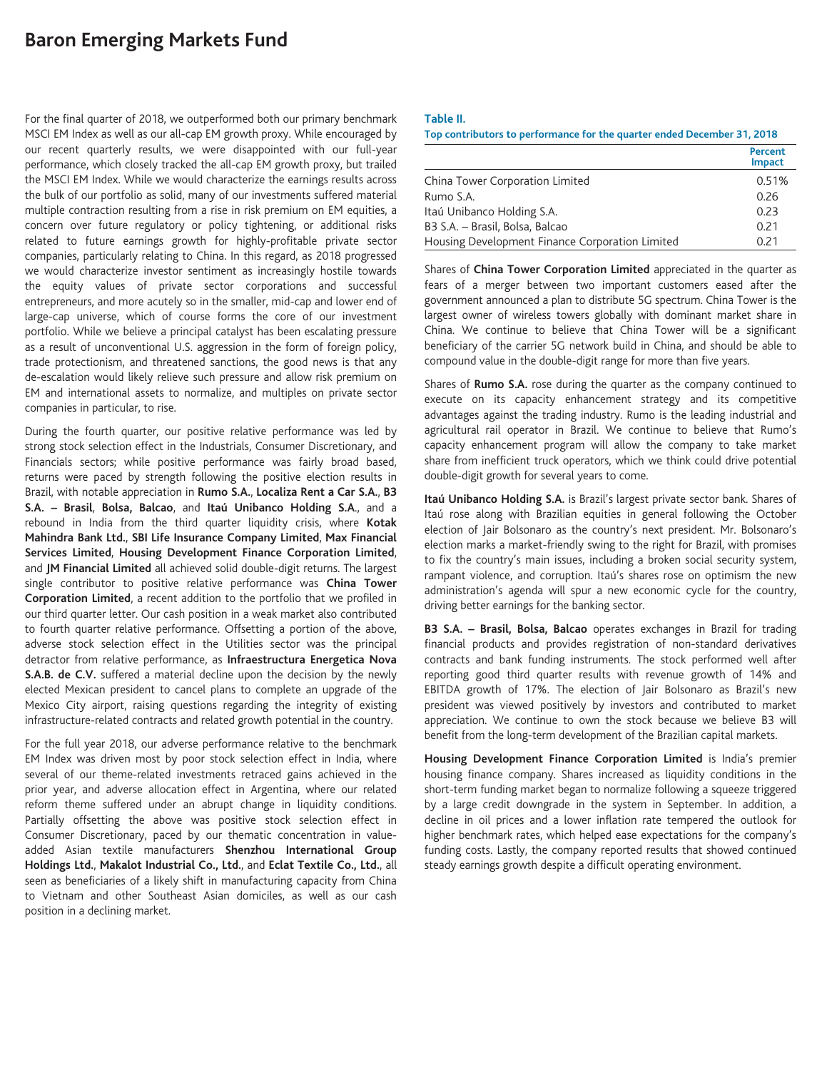# Baron Emerging Markets Fund

For the final quarter of 2018, we outperformed both our primary benchmark MSCI EM Index as well as our all-cap EM growth proxy. While encouraged by our recent quarterly results, we were disappointed with our full-year performance, which closely tracked the all-cap EM growth proxy, but trailed the MSCI EM Index. While we would characterize the earnings results across the bulk of our portfolio as solid, many of our investments suffered material multiple contraction resulting from a rise in risk premium on EM equities, a concern over future regulatory or policy tightening, or additional risks related to future earnings growth for highly-profitable private sector companies, particularly relating to China. In this regard, as 2018 progressed we would characterize investor sentiment as increasingly hostile towards the equity values of private sector corporations and successful entrepreneurs, and more acutely so in the smaller, mid-cap and lower end of large-cap universe, which of course forms the core of our investment portfolio. While we believe a principal catalyst has been escalating pressure as a result of unconventional U.S. aggression in the form of foreign policy, trade protectionism, and threatened sanctions, the good news is that any de-escalation would likely relieve such pressure and allow risk premium on EM and international assets to normalize, and multiples on private sector companies in particular, to rise.

During the fourth quarter, our positive relative performance was led by strong stock selection effect in the Industrials, Consumer Discretionary, and Financials sectors; while positive performance was fairly broad based, returns were paced by strength following the positive election results in Brazil, with notable appreciation in **Rumo S.A.**, **Localiza Rent a Car S.A.**, **B3 S.A. – Brasil**, **Bolsa, Balcao**, and **Itaú Unibanco Holding S.A**., and a rebound in India from the third quarter liquidity crisis, where **Kotak Mahindra Bank Ltd.**, **SBI Life Insurance Company Limited**, **Max Financial Services Limited**, **Housing Development Finance Corporation Limited**, and **JM Financial Limited** all achieved solid double-digit returns. The largest single contributor to positive relative performance was **China Tower Corporation Limited**, a recent addition to the portfolio that we profiled in our third quarter letter. Our cash position in a weak market also contributed to fourth quarter relative performance. Offsetting a portion of the above, adverse stock selection effect in the Utilities sector was the principal detractor from relative performance, as **Infraestructura Energetica Nova S.A.B. de C.V.** suffered a material decline upon the decision by the newly elected Mexican president to cancel plans to complete an upgrade of the Mexico City airport, raising questions regarding the integrity of existing infrastructure-related contracts and related growth potential in the country.

For the full year 2018, our adverse performance relative to the benchmark EM Index was driven most by poor stock selection effect in India, where several of our theme-related investments retraced gains achieved in the prior year, and adverse allocation effect in Argentina, where our related reform theme suffered under an abrupt change in liquidity conditions. Partially offsetting the above was positive stock selection effect in Consumer Discretionary, paced by our thematic concentration in value-added Asian textile manufacturers **Shenzhou International Group Holdings Ltd.**, **Makalot Industrial Co., Ltd.**, and **Eclat Textile Co., Ltd.**, all seen as beneficiaries of a likely shift in manufacturing capacity from China to Vietnam and other Southeast Asian domiciles, as well as our cash position in a declining market.

**Table II.**
**Top contributors to performance for the quarter ended December 31, 2018**

| | Percent Impact |
|---|---|
| China Tower Corporation Limited | 0.51% |
| Rumo S.A. | 0.26 |
| Itaú Unibanco Holding S.A. | 0.23 |
| B3 S.A. – Brasil, Bolsa, Balcao | 0.21 |
| Housing Development Finance Corporation Limited | 0.21 |

Shares of **China Tower Corporation Limited** appreciated in the quarter as fears of a merger between two important customers eased after the government announced a plan to distribute 5G spectrum. China Tower is the largest owner of wireless towers globally with dominant market share in China. We continue to believe that China Tower will be a significant beneficiary of the carrier 5G network build in China, and should be able to compound value in the double-digit range for more than five years.

Shares of **Rumo S.A.** rose during the quarter as the company continued to execute on its capacity enhancement strategy and its competitive advantages against the trading industry. Rumo is the leading industrial and agricultural rail operator in Brazil. We continue to believe that Rumo's capacity enhancement program will allow the company to take market share from inefficient truck operators, which we think could drive potential double-digit growth for several years to come.

**Itaú Unibanco Holding S.A.** is Brazil's largest private sector bank. Shares of Itaú rose along with Brazilian equities in general following the October election of Jair Bolsonaro as the country's next president. Mr. Bolsonaro's election marks a market-friendly swing to the right for Brazil, with promises to fix the country's main issues, including a broken social security system, rampant violence, and corruption. Itaú's shares rose on optimism the new administration's agenda will spur a new economic cycle for the country, driving better earnings for the banking sector.

**B3 S.A. – Brasil, Bolsa, Balcao** operates exchanges in Brazil for trading financial products and provides registration of non-standard derivatives contracts and bank funding instruments. The stock performed well after reporting good third quarter results with revenue growth of 14% and EBITDA growth of 17%. The election of Jair Bolsonaro as Brazil's new president was viewed positively by investors and contributed to market appreciation. We continue to own the stock because we believe B3 will benefit from the long-term development of the Brazilian capital markets.

**Housing Development Finance Corporation Limited** is India's premier housing finance company. Shares increased as liquidity conditions in the short-term funding market began to normalize following a squeeze triggered by a large credit downgrade in the system in September. In addition, a decline in oil prices and a lower inflation rate tempered the outlook for higher benchmark rates, which helped ease expectations for the company's funding costs. Lastly, the company reported results that showed continued steady earnings growth despite a difficult operating environment.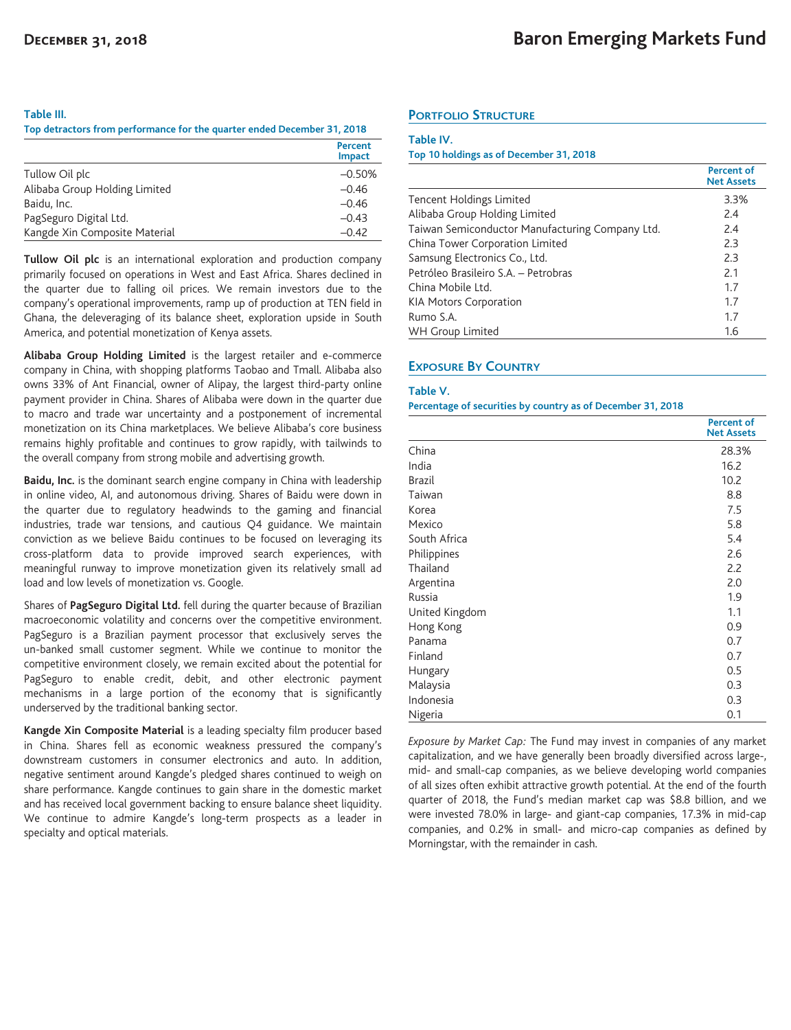**Table III.**
**Top detractors from performance for the quarter ended December 31, 2018**

| | Percent Impact |
|---|---|
| Tullow Oil plc | –0.50% |
| Alibaba Group Holding Limited | –0.46 |
| Baidu, Inc. | –0.46 |
| PagSeguro Digital Ltd. | –0.43 |
| Kangde Xin Composite Material | –0.42 |

**Tullow Oil plc** is an international exploration and production company primarily focused on operations in West and East Africa. Shares declined in the quarter due to falling oil prices. We remain investors due to the company's operational improvements, ramp up of production at TEN field in Ghana, the deleveraging of its balance sheet, exploration upside in South America, and potential monetization of Kenya assets.

**Alibaba Group Holding Limited** is the largest retailer and e-commerce company in China, with shopping platforms Taobao and Tmall. Alibaba also owns 33% of Ant Financial, owner of Alipay, the largest third-party online payment provider in China. Shares of Alibaba were down in the quarter due to macro and trade war uncertainty and a postponement of incremental monetization on its China marketplaces. We believe Alibaba's core business remains highly profitable and continues to grow rapidly, with tailwinds to the overall company from strong mobile and advertising growth.

**Baidu, Inc.** is the dominant search engine company in China with leadership in online video, AI, and autonomous driving. Shares of Baidu were down in the quarter due to regulatory headwinds to the gaming and financial industries, trade war tensions, and cautious Q4 guidance. We maintain conviction as we believe Baidu continues to be focused on leveraging its cross-platform data to provide improved search experiences, with meaningful runway to improve monetization given its relatively small ad load and low levels of monetization vs. Google.

Shares of **PagSeguro Digital Ltd.** fell during the quarter because of Brazilian macroeconomic volatility and concerns over the competitive environment. PagSeguro is a Brazilian payment processor that exclusively serves the un-banked small customer segment. While we continue to monitor the competitive environment closely, we remain excited about the potential for PagSeguro to enable credit, debit, and other electronic payment mechanisms in a large portion of the economy that is significantly underserved by the traditional banking sector.

**Kangde Xin Composite Material** is a leading specialty film producer based in China. Shares fell as economic weakness pressured the company's downstream customers in consumer electronics and auto. In addition, negative sentiment around Kangde's pledged shares continued to weigh on share performance. Kangde continues to gain share in the domestic market and has received local government backing to ensure balance sheet liquidity. We continue to admire Kangde's long-term prospects as a leader in specialty and optical materials.

## Portfolio Structure

**Table IV.**
**Top 10 holdings as of December 31, 2018**

| | Percent of Net Assets |
|---|---|
| Tencent Holdings Limited | 3.3% |
| Alibaba Group Holding Limited | 2.4 |
| Taiwan Semiconductor Manufacturing Company Ltd. | 2.4 |
| China Tower Corporation Limited | 2.3 |
| Samsung Electronics Co., Ltd. | 2.3 |
| Petróleo Brasileiro S.A. – Petrobras | 2.1 |
| China Mobile Ltd. | 1.7 |
| KIA Motors Corporation | 1.7 |
| Rumo S.A. | 1.7 |
| WH Group Limited | 1.6 |

## Exposure By Country

**Table V.**
**Percentage of securities by country as of December 31, 2018**

| | Percent of Net Assets |
|---|---|
| China | 28.3% |
| India | 16.2 |
| Brazil | 10.2 |
| Taiwan | 8.8 |
| Korea | 7.5 |
| Mexico | 5.8 |
| South Africa | 5.4 |
| Philippines | 2.6 |
| Thailand | 2.2 |
| Argentina | 2.0 |
| Russia | 1.9 |
| United Kingdom | 1.1 |
| Hong Kong | 0.9 |
| Panama | 0.7 |
| Finland | 0.7 |
| Hungary | 0.5 |
| Malaysia | 0.3 |
| Indonesia | 0.3 |
| Nigeria | 0.1 |

*Exposure by Market Cap:* The Fund may invest in companies of any market capitalization, and we have generally been broadly diversified across large-, mid- and small-cap companies, as we believe developing world companies of all sizes often exhibit attractive growth potential. At the end of the fourth quarter of 2018, the Fund's median market cap was $8.8 billion, and we were invested 78.0% in large- and giant-cap companies, 17.3% in mid-cap companies, and 0.2% in small- and micro-cap companies as defined by Morningstar, with the remainder in cash.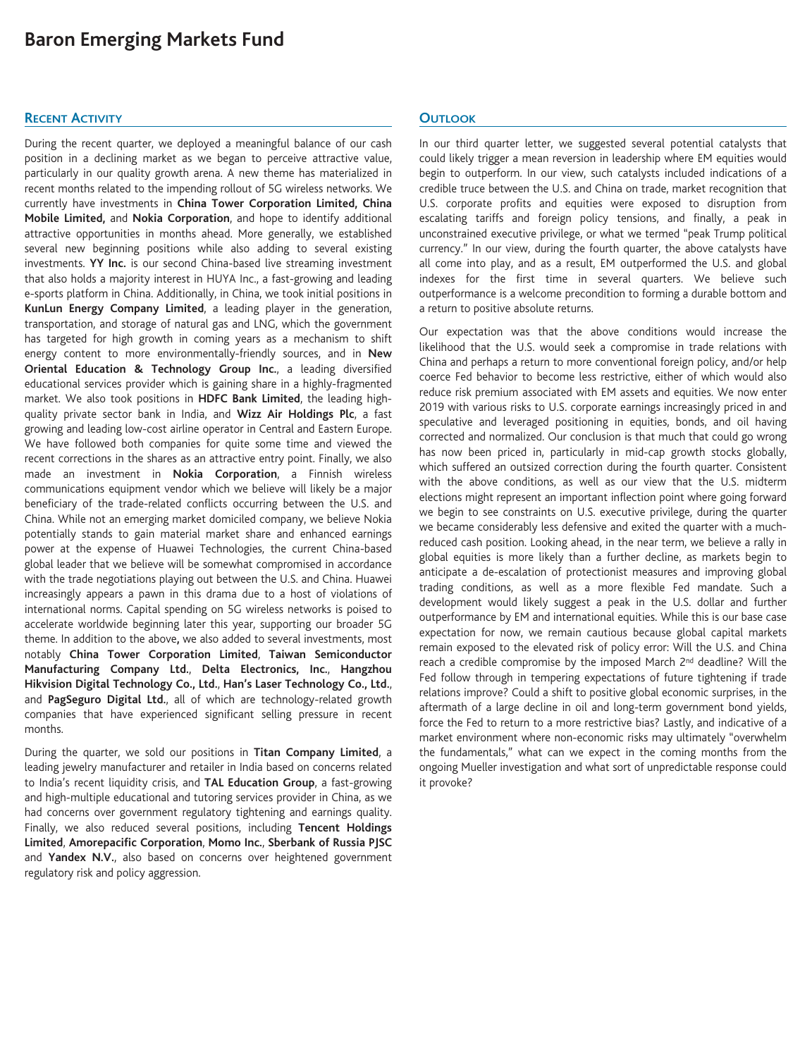# Baron Emerging Markets Fund

## Recent Activity

During the recent quarter, we deployed a meaningful balance of our cash position in a declining market as we began to perceive attractive value, particularly in our quality growth arena. A new theme has materialized in recent months related to the impending rollout of 5G wireless networks. We currently have investments in **China Tower Corporation Limited, China Mobile Limited,** and **Nokia Corporation**, and hope to identify additional attractive opportunities in months ahead. More generally, we established several new beginning positions while also adding to several existing investments. **YY Inc.** is our second China-based live streaming investment that also holds a majority interest in HUYA Inc., a fast-growing and leading e-sports platform in China. Additionally, in China, we took initial positions in **KunLun Energy Company Limited**, a leading player in the generation, transportation, and storage of natural gas and LNG, which the government has targeted for high growth in coming years as a mechanism to shift energy content to more environmentally-friendly sources, and in **New Oriental Education & Technology Group Inc.**, a leading diversified educational services provider which is gaining share in a highly-fragmented market. We also took positions in **HDFC Bank Limited**, the leading high-quality private sector bank in India, and **Wizz Air Holdings Plc**, a fast growing and leading low-cost airline operator in Central and Eastern Europe. We have followed both companies for quite some time and viewed the recent corrections in the shares as an attractive entry point. Finally, we also made an investment in **Nokia Corporation**, a Finnish wireless communications equipment vendor which we believe will likely be a major beneficiary of the trade-related conflicts occurring between the U.S. and China. While not an emerging market domiciled company, we believe Nokia potentially stands to gain material market share and enhanced earnings power at the expense of Huawei Technologies, the current China-based global leader that we believe will be somewhat compromised in accordance with the trade negotiations playing out between the U.S. and China. Huawei increasingly appears a pawn in this drama due to a host of violations of international norms. Capital spending on 5G wireless networks is poised to accelerate worldwide beginning later this year, supporting our broader 5G theme. In addition to the above, we also added to several investments, most notably **China Tower Corporation Limited**, **Taiwan Semiconductor Manufacturing Company Ltd.**, **Delta Electronics, Inc.**, **Hangzhou Hikvision Digital Technology Co., Ltd.**, **Han's Laser Technology Co., Ltd.**, and **PagSeguro Digital Ltd.**, all of which are technology-related growth companies that have experienced significant selling pressure in recent months.

During the quarter, we sold our positions in **Titan Company Limited**, a leading jewelry manufacturer and retailer in India based on concerns related to India's recent liquidity crisis, and **TAL Education Group**, a fast-growing and high-multiple educational and tutoring services provider in China, as we had concerns over government regulatory tightening and earnings quality. Finally, we also reduced several positions, including **Tencent Holdings Limited**, **Amorepacific Corporation**, **Momo Inc.**, **Sberbank of Russia PJSC** and **Yandex N.V.**, also based on concerns over heightened government regulatory risk and policy aggression.

## Outlook

In our third quarter letter, we suggested several potential catalysts that could likely trigger a mean reversion in leadership where EM equities would begin to outperform. In our view, such catalysts included indications of a credible truce between the U.S. and China on trade, market recognition that U.S. corporate profits and equities were exposed to disruption from escalating tariffs and foreign policy tensions, and finally, a peak in unconstrained executive privilege, or what we termed "peak Trump political currency." In our view, during the fourth quarter, the above catalysts have all come into play, and as a result, EM outperformed the U.S. and global indexes for the first time in several quarters. We believe such outperformance is a welcome precondition to forming a durable bottom and a return to positive absolute returns.

Our expectation was that the above conditions would increase the likelihood that the U.S. would seek a compromise in trade relations with China and perhaps a return to more conventional foreign policy, and/or help coerce Fed behavior to become less restrictive, either of which would also reduce risk premium associated with EM assets and equities. We now enter 2019 with various risks to U.S. corporate earnings increasingly priced in and speculative and leveraged positioning in equities, bonds, and oil having corrected and normalized. Our conclusion is that much that could go wrong has now been priced in, particularly in mid-cap growth stocks globally, which suffered an outsized correction during the fourth quarter. Consistent with the above conditions, as well as our view that the U.S. midterm elections might represent an important inflection point where going forward we begin to see constraints on U.S. executive privilege, during the quarter we became considerably less defensive and exited the quarter with a much-reduced cash position. Looking ahead, in the near term, we believe a rally in global equities is more likely than a further decline, as markets begin to anticipate a de-escalation of protectionist measures and improving global trading conditions, as well as a more flexible Fed mandate. Such a development would likely suggest a peak in the U.S. dollar and further outperformance by EM and international equities. While this is our base case expectation for now, we remain cautious because global capital markets remain exposed to the elevated risk of policy error: Will the U.S. and China reach a credible compromise by the imposed March 2nd deadline? Will the Fed follow through in tempering expectations of future tightening if trade relations improve? Could a shift to positive global economic surprises, in the aftermath of a large decline in oil and long-term government bond yields, force the Fed to return to a more restrictive bias? Lastly, and indicative of a market environment where non-economic risks may ultimately "overwhelm the fundamentals," what can we expect in the coming months from the ongoing Mueller investigation and what sort of unpredictable response could it provoke?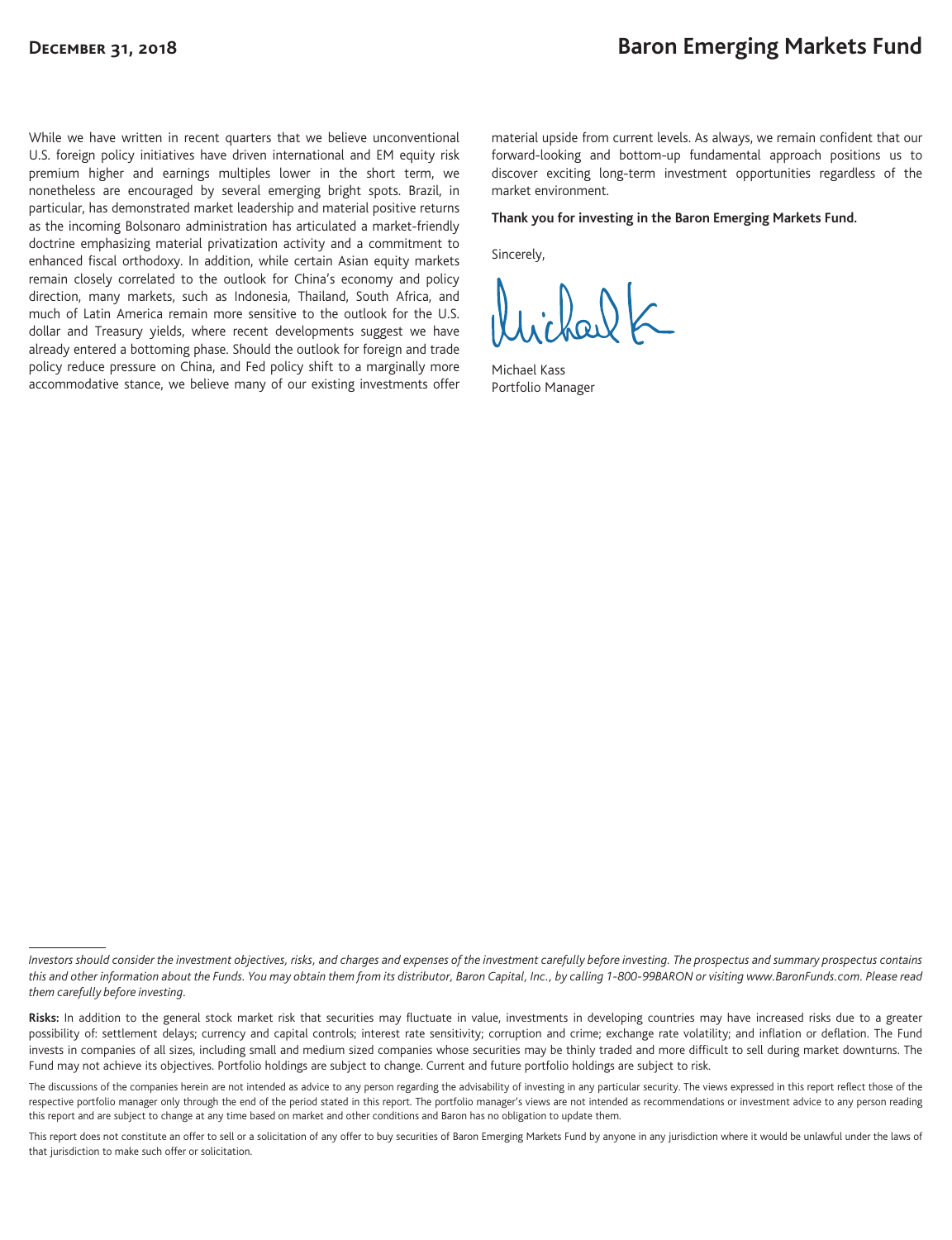While we have written in recent quarters that we believe unconventional U.S. foreign policy initiatives have driven international and EM equity risk premium higher and earnings multiples lower in the short term, we nonetheless are encouraged by several emerging bright spots. Brazil, in particular, has demonstrated market leadership and material positive returns as the incoming Bolsonaro administration has articulated a market-friendly doctrine emphasizing material privatization activity and a commitment to enhanced fiscal orthodoxy. In addition, while certain Asian equity markets remain closely correlated to the outlook for China's economy and policy direction, many markets, such as Indonesia, Thailand, South Africa, and much of Latin America remain more sensitive to the outlook for the U.S. dollar and Treasury yields, where recent developments suggest we have already entered a bottoming phase. Should the outlook for foreign and trade policy reduce pressure on China, and Fed policy shift to a marginally more accommodative stance, we believe many of our existing investments offer material upside from current levels. As always, we remain confident that our forward-looking and bottom-up fundamental approach positions us to discover exciting long-term investment opportunities regardless of the market environment.

**Thank you for investing in the Baron Emerging Markets Fund.**

Sincerely,

Michael Kass
Portfolio Manager

---

*Investors should consider the investment objectives, risks, and charges and expenses of the investment carefully before investing. The prospectus and summary prospectus contains this and other information about the Funds. You may obtain them from its distributor, Baron Capital, Inc., by calling 1-800-99BARON or visiting www.BaronFunds.com. Please read them carefully before investing.*

**Risks:** In addition to the general stock market risk that securities may fluctuate in value, investments in developing countries may have increased risks due to a greater possibility of: settlement delays; currency and capital controls; interest rate sensitivity; corruption and crime; exchange rate volatility; and inflation or deflation. The Fund invests in companies of all sizes, including small and medium sized companies whose securities may be thinly traded and more difficult to sell during market downturns. The Fund may not achieve its objectives. Portfolio holdings are subject to change. Current and future portfolio holdings are subject to risk.

The discussions of the companies herein are not intended as advice to any person regarding the advisability of investing in any particular security. The views expressed in this report reflect those of the respective portfolio manager only through the end of the period stated in this report. The portfolio manager's views are not intended as recommendations or investment advice to any person reading this report and are subject to change at any time based on market and other conditions and Baron has no obligation to update them.

This report does not constitute an offer to sell or a solicitation of any offer to buy securities of Baron Emerging Markets Fund by anyone in any jurisdiction where it would be unlawful under the laws of that jurisdiction to make such offer or solicitation.